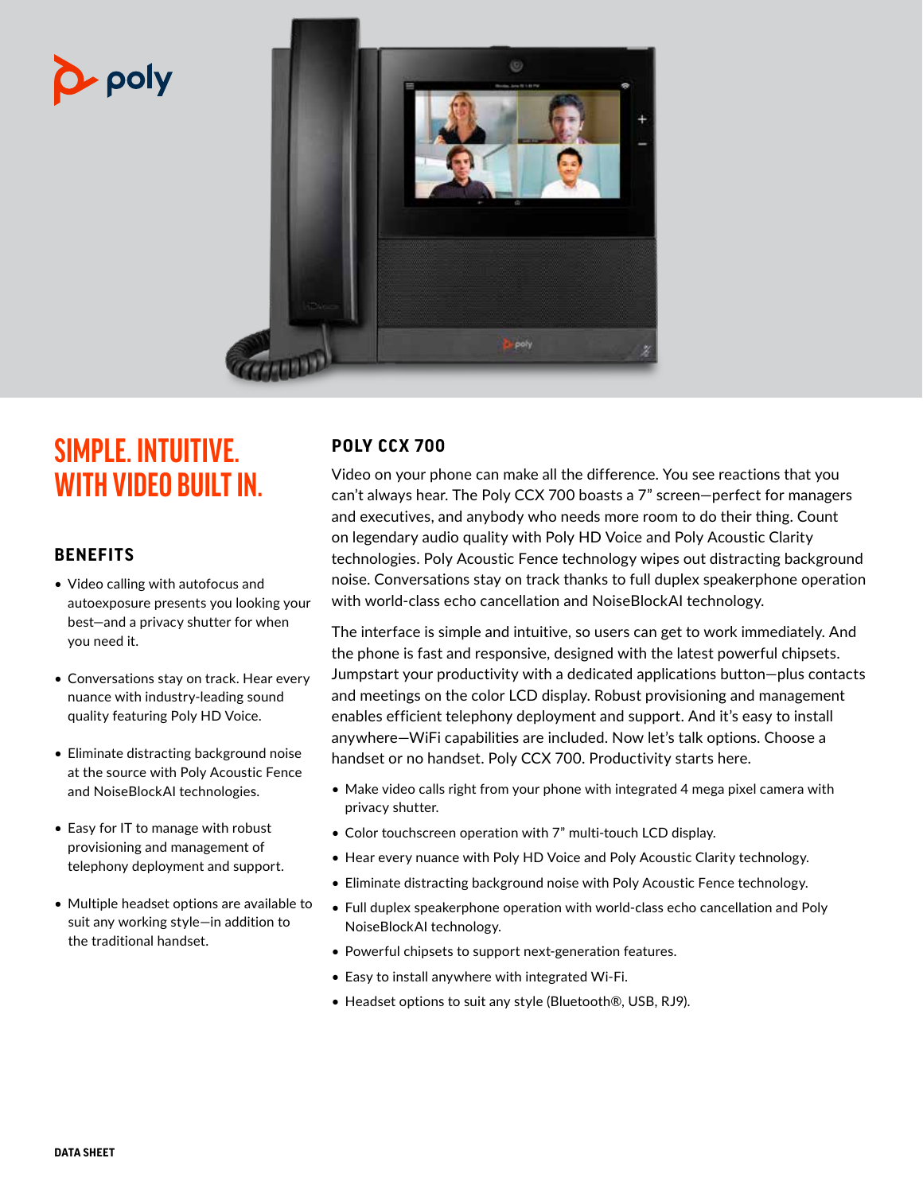# SIMPLE. INTUITIVE. WITH VIDEO BUILT IN.

## BENEFITS

- Video calling with autofocus and autoexposure presents you looking your best—and a privacy shutter for when you need it.
- Conversations stay on track. Hear every nuance with industry-leading sound quality featuring Poly HD Voice.
- Eliminate distracting background noise at the source with Poly Acoustic Fence and NoiseBlockAI technologies.
- Easy for IT to manage with robust provisioning and management of telephony deployment and support.
- Multiple headset options are available to suit any working style—in addition to the traditional handset.

## POLY CCX 700

Video on your phone can make all the difference. You see reactions that you can't always hear. The Poly CCX 700 boasts a 7" screen—perfect for managers and executives, and anybody who needs more room to do their thing. Count on legendary audio quality with Poly HD Voice and Poly Acoustic Clarity technologies. Poly Acoustic Fence technology wipes out distracting background noise. Conversations stay on track thanks to full duplex speakerphone operation with world-class echo cancellation and NoiseBlockAI technology.

The interface is simple and intuitive, so users can get to work immediately. And the phone is fast and responsive, designed with the latest powerful chipsets. Jumpstart your productivity with a dedicated applications button—plus contacts and meetings on the color LCD display. Robust provisioning and management enables efficient telephony deployment and support. And it's easy to install anywhere—WiFi capabilities are included. Now let's talk options. Choose a handset or no handset. Poly CCX 700. Productivity starts here.

- Make video calls right from your phone with integrated 4 mega pixel camera with privacy shutter.
- Color touchscreen operation with 7" multi-touch LCD display.
- Hear every nuance with Poly HD Voice and Poly Acoustic Clarity technology.
- Eliminate distracting background noise with Poly Acoustic Fence technology.
- Full duplex speakerphone operation with world-class echo cancellation and Poly NoiseBlockAI technology.
- Powerful chipsets to support next-generation features.
- Easy to install anywhere with integrated Wi-Fi.
- Headset options to suit any style (Bluetooth®, USB, RJ9).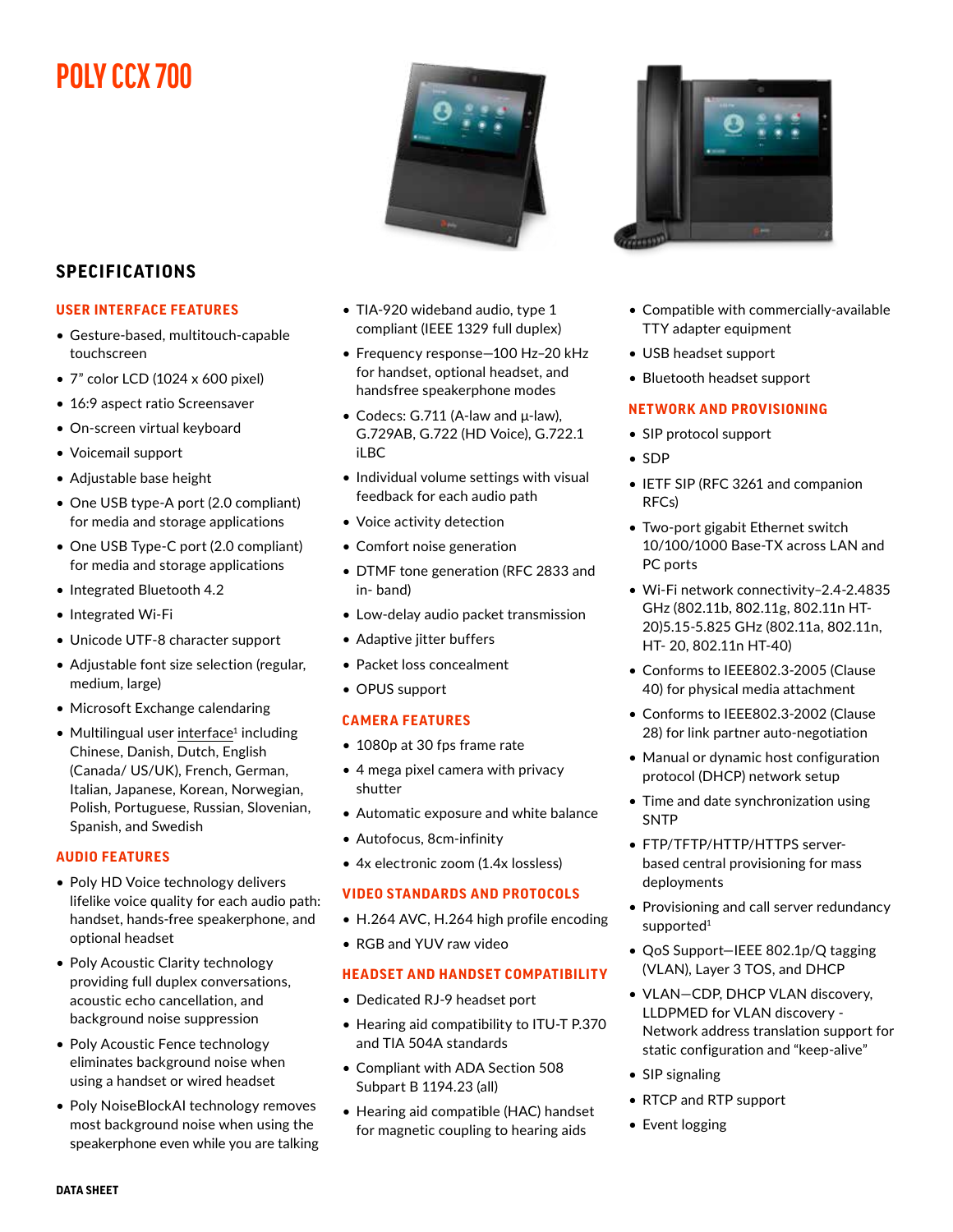# POLY CCX 700

## SPECIFICATIONS

### USER INTERFACE FEATURES

- Gesture-based, multitouch-capable touchscreen
- 7" color LCD (1024 x 600 pixel)
- 16:9 aspect ratio Screensaver
- On-screen virtual keyboard
- Voicemail support
- Adjustable base height
- One USB type-A port (2.0 compliant) for media and storage applications
- One USB Type-C port (2.0 compliant) for media and storage applications
- Integrated Bluetooth 4.2
- Integrated Wi-Fi
- Unicode UTF-8 character support
- Adjustable font size selection (regular, medium, large)
- Microsoft Exchange calendaring
- Multilingual user interface[1] including Chinese, Danish, Dutch, English (Canada/ US/UK), French, German, Italian, Japanese, Korean, Norwegian, Polish, Portuguese, Russian, Slovenian, Spanish, and Swedish

### AUDIO FEATURES

- Poly HD Voice technology delivers lifelike voice quality for each audio path: handset, hands-free speakerphone, and optional headset
- Poly Acoustic Clarity technology providing full duplex conversations, acoustic echo cancellation, and background noise suppression
- Poly Acoustic Fence technology eliminates background noise when using a handset or wired headset
- Poly NoiseBlockAI technology removes most background noise when using the speakerphone even while you are talking
- TIA-920 wideband audio, type 1 compliant (IEEE 1329 full duplex)
- Frequency response—100 Hz–20 kHz for handset, optional headset, and handsfree speakerphone modes
- Codecs: G.711 (A-law and µ-law), G.729AB, G.722 (HD Voice), G.722.1 iLBC
- Individual volume settings with visual feedback for each audio path
- Voice activity detection
- Comfort noise generation
- DTMF tone generation (RFC 2833 and in- band)
- Low-delay audio packet transmission
- Adaptive jitter buffers
- Packet loss concealment
- OPUS support

### CAMERA FEATURES

- 1080p at 30 fps frame rate
- 4 mega pixel camera with privacy shutter
- Automatic exposure and white balance
- Autofocus, 8cm-infinity
- 4x electronic zoom (1.4x lossless)

### VIDEO STANDARDS AND PROTOCOLS

- H.264 AVC, H.264 high profile encoding
- RGB and YUV raw video

### HEADSET AND HANDSET COMPATIBILITY

- Dedicated RJ-9 headset port
- Hearing aid compatibility to ITU-T P.370 and TIA 504A standards
- Compliant with ADA Section 508 Subpart B 1194.23 (all)
- Hearing aid compatible (HAC) handset for magnetic coupling to hearing aids
- Compatible with commercially-available TTY adapter equipment
- USB headset support
- Bluetooth headset support

### NETWORK AND PROVISIONING

- SIP protocol support
- SDP
- IETF SIP (RFC 3261 and companion RFCs)
- Two-port gigabit Ethernet switch 10/100/1000 Base-TX across LAN and PC ports
- Wi-Fi network connectivity–2.4-2.4835 GHz (802.11b, 802.11g, 802.11n HT-20)5.15-5.825 GHz (802.11a, 802.11n, HT- 20, 802.11n HT-40)
- Conforms to IEEE802.3-2005 (Clause 40) for physical media attachment
- Conforms to IEEE802.3-2002 (Clause 28) for link partner auto-negotiation
- Manual or dynamic host configuration protocol (DHCP) network setup
- Time and date synchronization using SNTP
- FTP/TFTP/HTTP/HTTPS server-based central provisioning for mass deployments
- Provisioning and call server redundancy supported[1]
- QoS Support—IEEE 802.1p/Q tagging (VLAN), Layer 3 TOS, and DHCP
- VLAN—CDP, DHCP VLAN discovery, LLDPMED for VLAN discovery - Network address translation support for static configuration and "keep-alive"
- SIP signaling
- RTCP and RTP support
- Event logging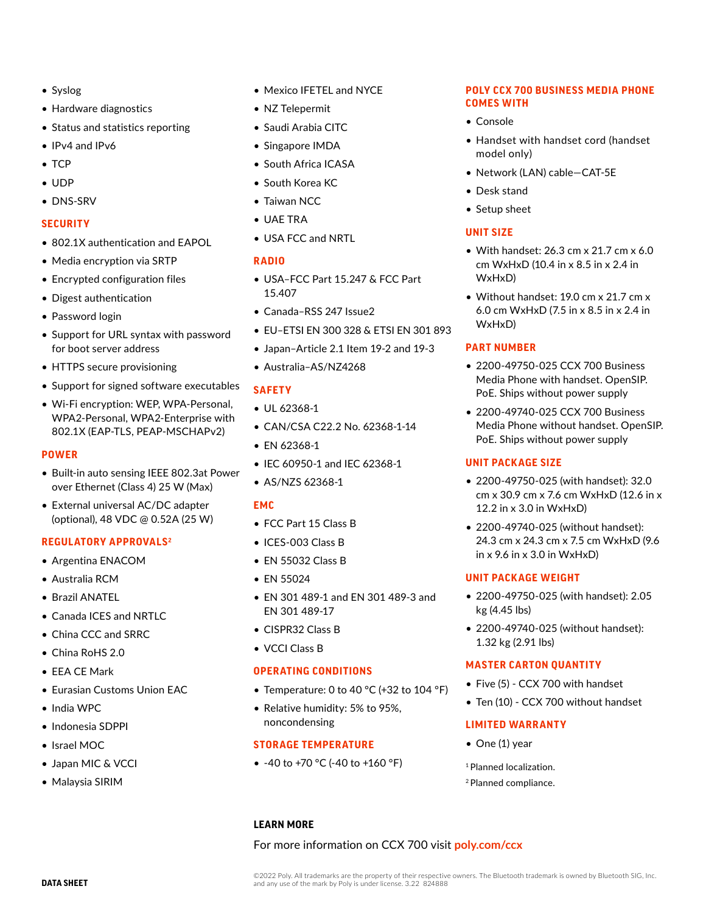- Syslog
- Hardware diagnostics
- Status and statistics reporting
- IPv4 and IPv6
- TCP
- UDP
- DNS-SRV

## SECURITY

- 802.1X authentication and EAPOL
- Media encryption via SRTP
- Encrypted configuration files
- Digest authentication
- Password login
- Support for URL syntax with password for boot server address
- HTTPS secure provisioning
- Support for signed software executables
- Wi-Fi encryption: WEP, WPA-Personal, WPA2-Personal, WPA2-Enterprise with 802.1X (EAP-TLS, PEAP-MSCHAPv2)

## POWER

- Built-in auto sensing IEEE 802.3at Power over Ethernet (Class 4) 25 W (Max)
- External universal AC/DC adapter (optional), 48 VDC @ 0.52A (25 W)

## REGULATORY APPROVALS[2]

- Argentina ENACOM
- Australia RCM
- Brazil ANATEL
- Canada ICES and NRTLC
- China CCC and SRRC
- China RoHS 2.0
- EEA CE Mark
- Eurasian Customs Union EAC
- India WPC
- Indonesia SDPPI
- Israel MOC
- Japan MIC & VCCI
- Malaysia SIRIM
- Mexico IFETEL and NYCE
- NZ Telepermit
- Saudi Arabia CITC
- Singapore IMDA
- South Africa ICASA
- South Korea KC
- Taiwan NCC
- UAE TRA
- USA FCC and NRTL

## RADIO

- USA–FCC Part 15.247 & FCC Part 15.407
- Canada–RSS 247 Issue2
- EU–ETSI EN 300 328 & ETSI EN 301 893
- Japan–Article 2.1 Item 19-2 and 19-3
- Australia–AS/NZ4268

## SAFETY

- UL 62368-1
- CAN/CSA C22.2 No. 62368-1-14
- EN 62368-1
- IEC 60950-1 and IEC 62368-1
- AS/NZS 62368-1

## EMC

- FCC Part 15 Class B
- ICES-003 Class B
- EN 55032 Class B
- EN 55024
- EN 301 489-1 and EN 301 489-3 and EN 301 489-17
- CISPR32 Class B
- VCCI Class B

## OPERATING CONDITIONS

- Temperature: 0 to 40 °C (+32 to 104 °F)
- Relative humidity: 5% to 95%, noncondensing

## STORAGE TEMPERATURE

- -40 to +70 °C (-40 to +160 °F)

## POLY CCX 700 BUSINESS MEDIA PHONE COMES WITH

- Console
- Handset with handset cord (handset model only)
- Network (LAN) cable—CAT-5E
- Desk stand
- Setup sheet

## UNIT SIZE

- With handset: 26.3 cm x 21.7 cm x 6.0 cm WxHxD (10.4 in x 8.5 in x 2.4 in WxHxD)
- Without handset: 19.0 cm x 21.7 cm x 6.0 cm WxHxD (7.5 in x 8.5 in x 2.4 in WxHxD)

## PART NUMBER

- 2200-49750-025 CCX 700 Business Media Phone with handset. OpenSIP. PoE. Ships without power supply
- 2200-49740-025 CCX 700 Business Media Phone without handset. OpenSIP. PoE. Ships without power supply

## UNIT PACKAGE SIZE

- 2200-49750-025 (with handset): 32.0 cm x 30.9 cm x 7.6 cm WxHxD (12.6 in x 12.2 in x 3.0 in WxHxD)
- 2200-49740-025 (without handset): 24.3 cm x 24.3 cm x 7.5 cm WxHxD (9.6 in x 9.6 in x 3.0 in WxHxD)

## UNIT PACKAGE WEIGHT

- 2200-49750-025 (with handset): 2.05 kg (4.45 lbs)
- 2200-49740-025 (without handset): 1.32 kg (2.91 lbs)

## MASTER CARTON QUANTITY

- Five (5) - CCX 700 with handset
- Ten (10) - CCX 700 without handset

## LIMITED WARRANTY

- One (1) year

[1] Planned localization.

[2] Planned compliance.

## LEARN MORE

For more information on CCX 700 visit poly.com/ccx

©2022 Poly. All trademarks are the property of their respective owners. The Bluetooth trademark is owned by Bluetooth SIG, Inc. and any use of the mark by Poly is under license. 3.22 824888